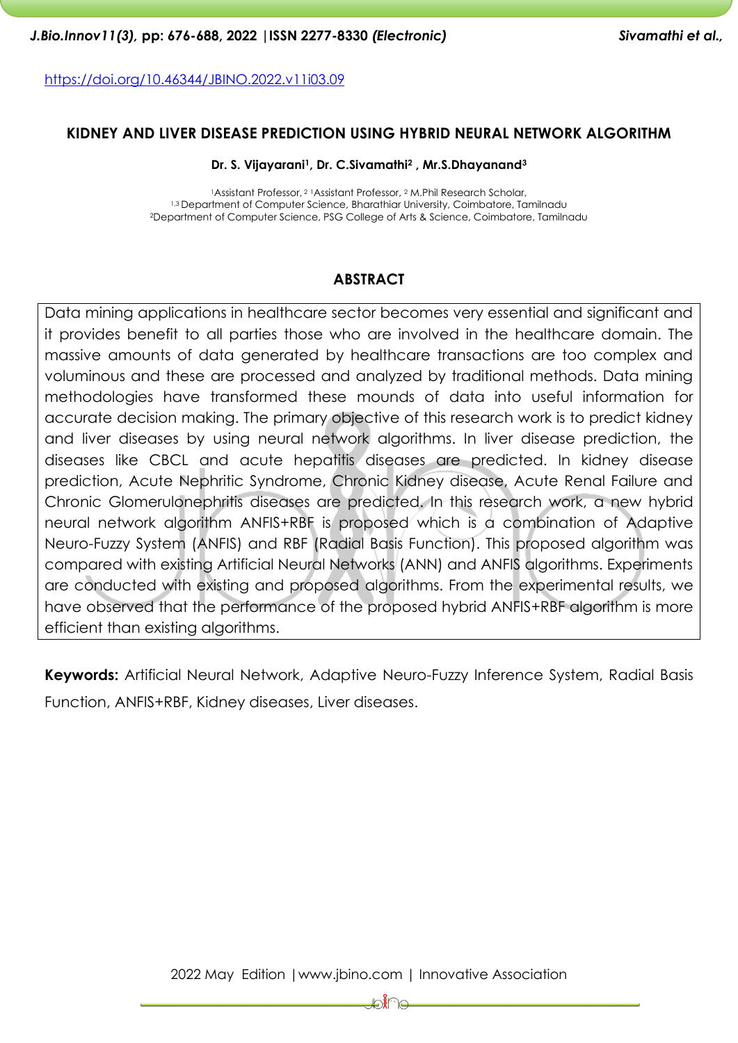https://doi.org/10.46344/JBINO.2022.v11i03.09

# KIDNEY AND LIVER DISEASE PREDICTION USING HYBRID NEURAL NETWORK ALGORITHM

**Dr. S. Vijayarani[1], Dr. C.Sivamathi[2] , Mr.S.Dhayanand[3]**

[1]Assistant Professor, [2] [1]Assistant Professor, [2] M.Phil Research Scholar,
[1,3] Department of Computer Science, Bharathiar University, Coimbatore, Tamilnadu
[2]Department of Computer Science, PSG College of Arts & Science, Coimbatore, Tamilnadu

## ABSTRACT

Data mining applications in healthcare sector becomes very essential and significant and it provides benefit to all parties those who are involved in the healthcare domain. The massive amounts of data generated by healthcare transactions are too complex and voluminous and these are processed and analyzed by traditional methods. Data mining methodologies have transformed these mounds of data into useful information for accurate decision making. The primary objective of this research work is to predict kidney and liver diseases by using neural network algorithms. In liver disease prediction, the diseases like CBCL and acute hepatitis diseases are predicted. In kidney disease prediction, Acute Nephritic Syndrome, Chronic Kidney disease, Acute Renal Failure and Chronic Glomerulonephritis diseases are predicted. In this research work, a new hybrid neural network algorithm ANFIS+RBF is proposed which is a combination of Adaptive Neuro-Fuzzy System (ANFIS) and RBF (Radial Basis Function). This proposed algorithm was compared with existing Artificial Neural Networks (ANN) and ANFIS algorithms. Experiments are conducted with existing and proposed algorithms. From the experimental results, we have observed that the performance of the proposed hybrid ANFIS+RBF algorithm is more efficient than existing algorithms.

**Keywords:** Artificial Neural Network, Adaptive Neuro-Fuzzy Inference System, Radial Basis Function, ANFIS+RBF, Kidney diseases, Liver diseases.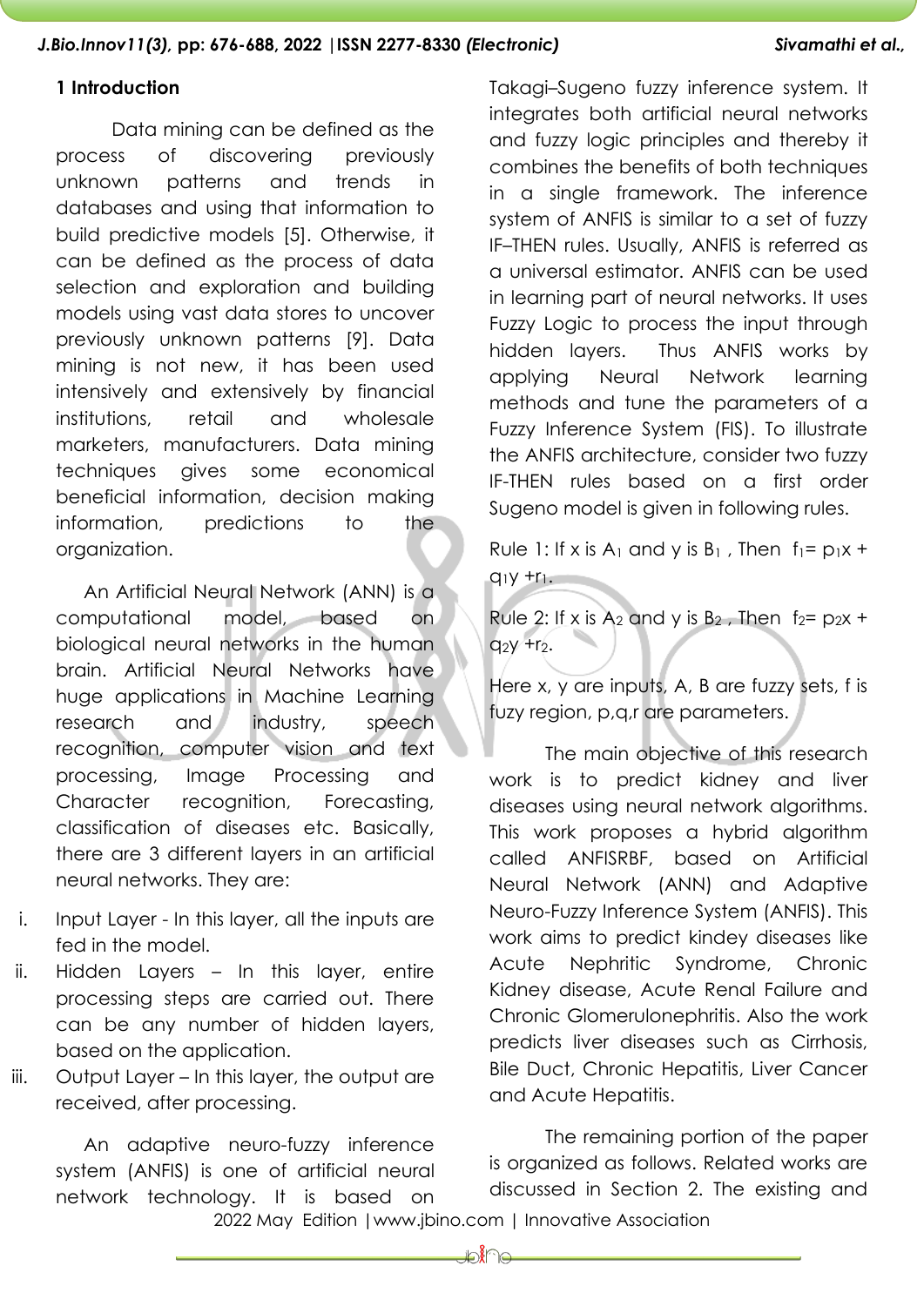## 1 Introduction

Data mining can be defined as the process of discovering previously unknown patterns and trends in databases and using that information to build predictive models [5]. Otherwise, it can be defined as the process of data selection and exploration and building models using vast data stores to uncover previously unknown patterns [9]. Data mining is not new, it has been used intensively and extensively by financial institutions, retail and wholesale marketers, manufacturers. Data mining techniques gives some economical beneficial information, decision making information, predictions to the organization.

An Artificial Neural Network (ANN) is a computational model, based on biological neural networks in the human brain. Artificial Neural Networks have huge applications in Machine Learning research and industry, speech recognition, computer vision and text processing, Image Processing and Character recognition, Forecasting, classification of diseases etc. Basically, there are 3 different layers in an artificial neural networks. They are:

i. Input Layer - In this layer, all the inputs are fed in the model.
ii. Hidden Layers – In this layer, entire processing steps are carried out. There can be any number of hidden layers, based on the application.
iii. Output Layer – In this layer, the output are received, after processing.

An adaptive neuro-fuzzy inference system (ANFIS) is one of artificial neural network technology. It is based on Takagi–Sugeno fuzzy inference system. It integrates both artificial neural networks and fuzzy logic principles and thereby it combines the benefits of both techniques in a single framework. The inference system of ANFIS is similar to a set of fuzzy IF–THEN rules. Usually, ANFIS is referred as a universal estimator. ANFIS can be used in learning part of neural networks. It uses Fuzzy Logic to process the input through hidden layers. Thus ANFIS works by applying Neural Network learning methods and tune the parameters of a Fuzzy Inference System (FIS). To illustrate the ANFIS architecture, consider two fuzzy IF-THEN rules based on a first order Sugeno model is given in following rules.

Rule 1: If x is $A_1$ and y is $B_1$ , Then $f_1 = p_1x + q_1y + r_1$.

Rule 2: If x is $A_2$ and y is $B_2$ , Then $f_2 = p_2x + q_2y + r_2$.

Here x, y are inputs, A, B are fuzzy sets, f is fuzy region, p,q,r are parameters.

The main objective of this research work is to predict kidney and liver diseases using neural network algorithms. This work proposes a hybrid algorithm called ANFISRBF, based on Artificial Neural Network (ANN) and Adaptive Neuro-Fuzzy Inference System (ANFIS). This work aims to predict kindey diseases like Acute Nephritic Syndrome, Chronic Kidney disease, Acute Renal Failure and Chronic Glomerulonephritis. Also the work predicts liver diseases such as Cirrhosis, Bile Duct, Chronic Hepatitis, Liver Cancer and Acute Hepatitis.

The remaining portion of the paper is organized as follows. Related works are discussed in Section 2. The existing and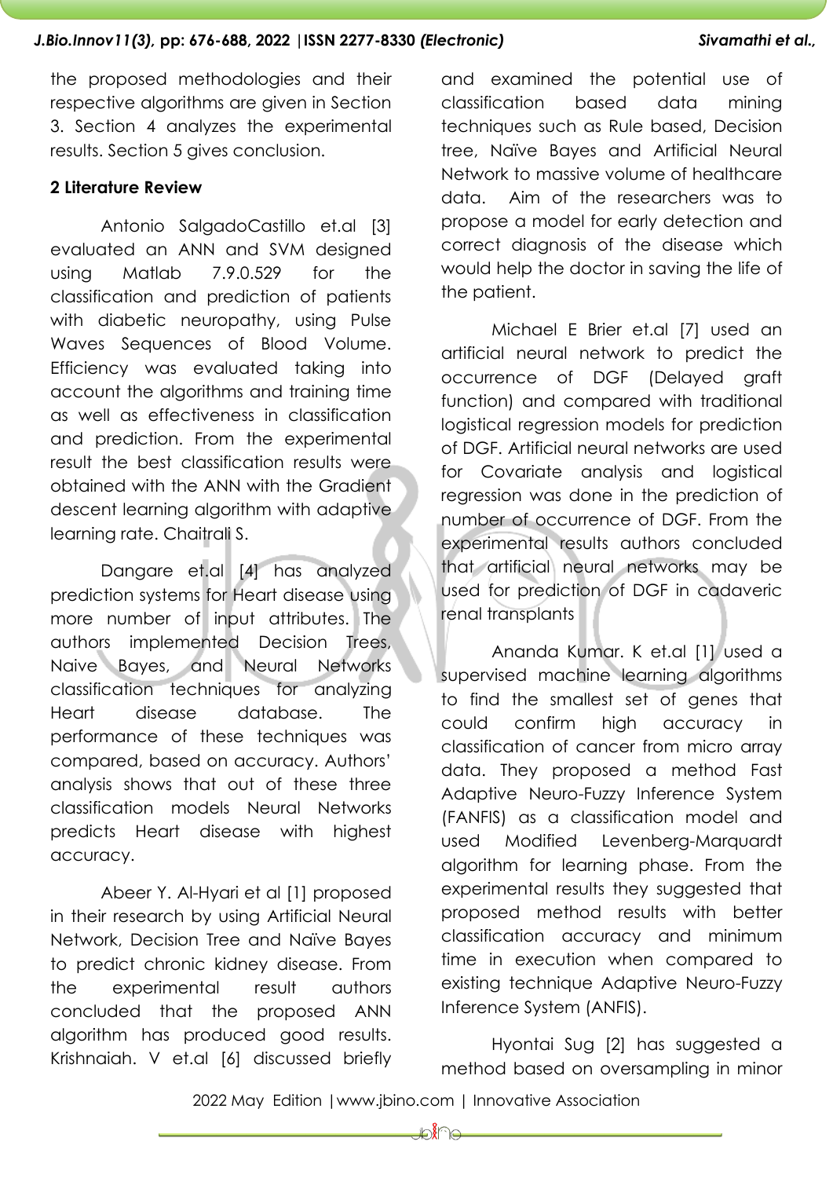the proposed methodologies and their respective algorithms are given in Section 3. Section 4 analyzes the experimental results. Section 5 gives conclusion.

## 2 Literature Review

Antonio SalgadoCastillo et.al [3] evaluated an ANN and SVM designed using Matlab 7.9.0.529 for the classification and prediction of patients with diabetic neuropathy, using Pulse Waves Sequences of Blood Volume. Efficiency was evaluated taking into account the algorithms and training time as well as effectiveness in classification and prediction. From the experimental result the best classification results were obtained with the ANN with the Gradient descent learning algorithm with adaptive learning rate. Chaitrali S.

Dangare et.al [4] has analyzed prediction systems for Heart disease using more number of input attributes. The authors implemented Decision Trees, Naive Bayes, and Neural Networks classification techniques for analyzing Heart disease database. The performance of these techniques was compared, based on accuracy. Authors' analysis shows that out of these three classification models Neural Networks predicts Heart disease with highest accuracy.

Abeer Y. Al-Hyari et al [1] proposed in their research by using Artificial Neural Network, Decision Tree and Naïve Bayes to predict chronic kidney disease. From the experimental result authors concluded that the proposed ANN algorithm has produced good results. Krishnaiah. V et.al [6] discussed briefly and examined the potential use of classification based data mining techniques such as Rule based, Decision tree, Naïve Bayes and Artificial Neural Network to massive volume of healthcare data. Aim of the researchers was to propose a model for early detection and correct diagnosis of the disease which would help the doctor in saving the life of the patient.

Michael E Brier et.al [7] used an artificial neural network to predict the occurrence of DGF (Delayed graft function) and compared with traditional logistical regression models for prediction of DGF. Artificial neural networks are used for Covariate analysis and logistical regression was done in the prediction of number of occurrence of DGF. From the experimental results authors concluded that artificial neural networks may be used for prediction of DGF in cadaveric renal transplants

Ananda Kumar. K et.al [1] used a supervised machine learning algorithms to find the smallest set of genes that could confirm high accuracy in classification of cancer from micro array data. They proposed a method Fast Adaptive Neuro-Fuzzy Inference System (FANFIS) as a classification model and used Modified Levenberg-Marquardt algorithm for learning phase. From the experimental results they suggested that proposed method results with better classification accuracy and minimum time in execution when compared to existing technique Adaptive Neuro-Fuzzy Inference System (ANFIS).

Hyontai Sug [2] has suggested a method based on oversampling in minor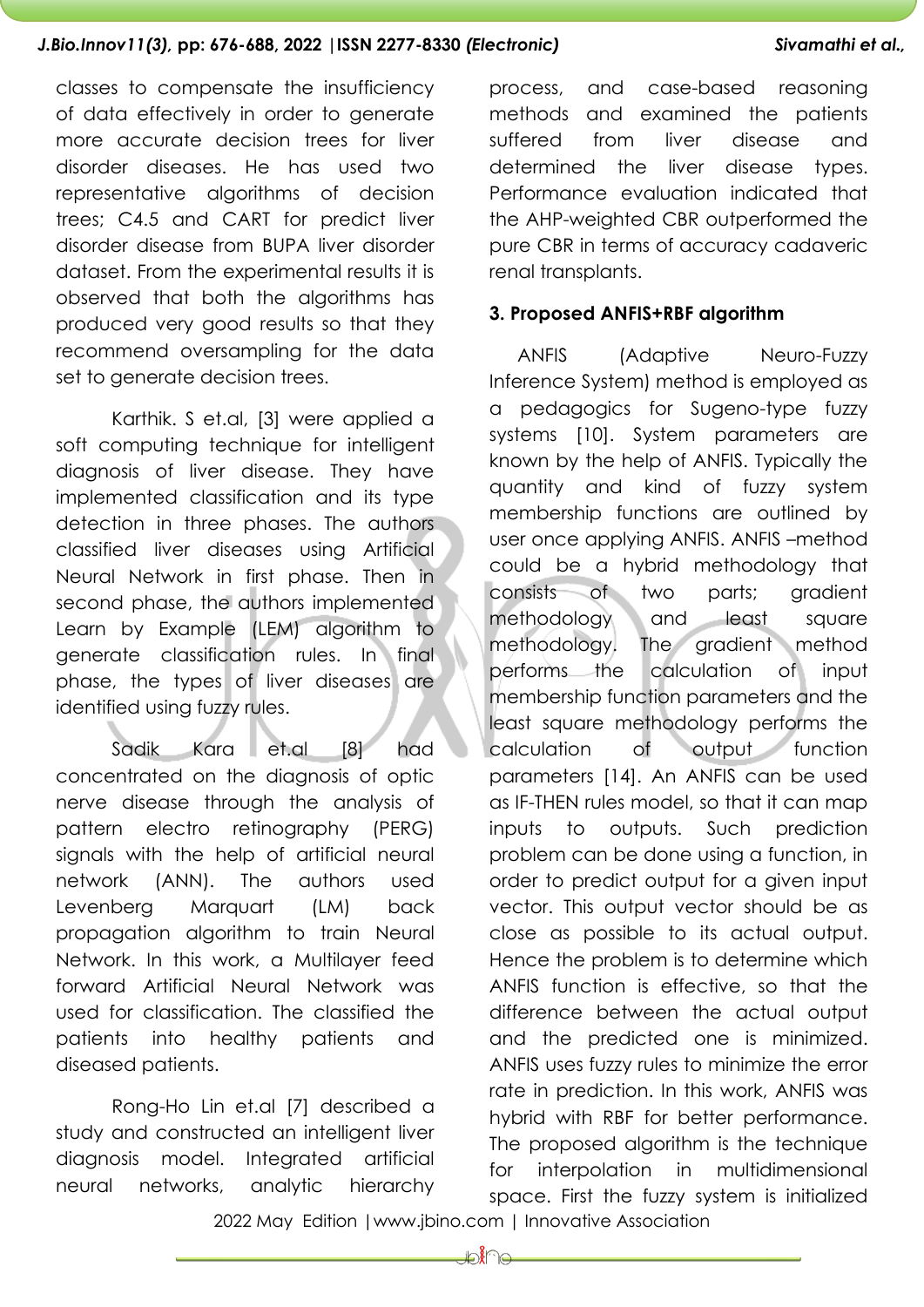classes to compensate the insufficiency of data effectively in order to generate more accurate decision trees for liver disorder diseases. He has used two representative algorithms of decision trees; C4.5 and CART for predict liver disorder disease from BUPA liver disorder dataset. From the experimental results it is observed that both the algorithms has produced very good results so that they recommend oversampling for the data set to generate decision trees.

Karthik. S et.al, [3] were applied a soft computing technique for intelligent diagnosis of liver disease. They have implemented classification and its type detection in three phases. The authors classified liver diseases using Artificial Neural Network in first phase. Then in second phase, the authors implemented Learn by Example (LEM) algorithm to generate classification rules. In final phase, the types of liver diseases are identified using fuzzy rules.

Sadik Kara et.al [8] had concentrated on the diagnosis of optic nerve disease through the analysis of pattern electro retinography (PERG) signals with the help of artificial neural network (ANN). The authors used Levenberg Marquart (LM) back propagation algorithm to train Neural Network. In this work, a Multilayer feed forward Artificial Neural Network was used for classification. The classified the patients into healthy patients and diseased patients.

Rong-Ho Lin et.al [7] described a study and constructed an intelligent liver diagnosis model. Integrated artificial neural networks, analytic hierarchy process, and case-based reasoning methods and examined the patients suffered from liver disease and determined the liver disease types. Performance evaluation indicated that the AHP-weighted CBR outperformed the pure CBR in terms of accuracy cadaveric renal transplants.

### 3. Proposed ANFIS+RBF algorithm

ANFIS (Adaptive Neuro-Fuzzy Inference System) method is employed as a pedagogics for Sugeno-type fuzzy systems [10]. System parameters are known by the help of ANFIS. Typically the quantity and kind of fuzzy system membership functions are outlined by user once applying ANFIS. ANFIS –method could be a hybrid methodology that consists of two parts; gradient methodology and least square methodology. The gradient method performs the calculation of input membership function parameters and the least square methodology performs the calculation of output function parameters [14]. An ANFIS can be used as IF-THEN rules model, so that it can map inputs to outputs. Such prediction problem can be done using a function, in order to predict output for a given input vector. This output vector should be as close as possible to its actual output. Hence the problem is to determine which ANFIS function is effective, so that the difference between the actual output and the predicted one is minimized. ANFIS uses fuzzy rules to minimize the error rate in prediction. In this work, ANFIS was hybrid with RBF for better performance. The proposed algorithm is the technique for interpolation in multidimensional space. First the fuzzy system is initialized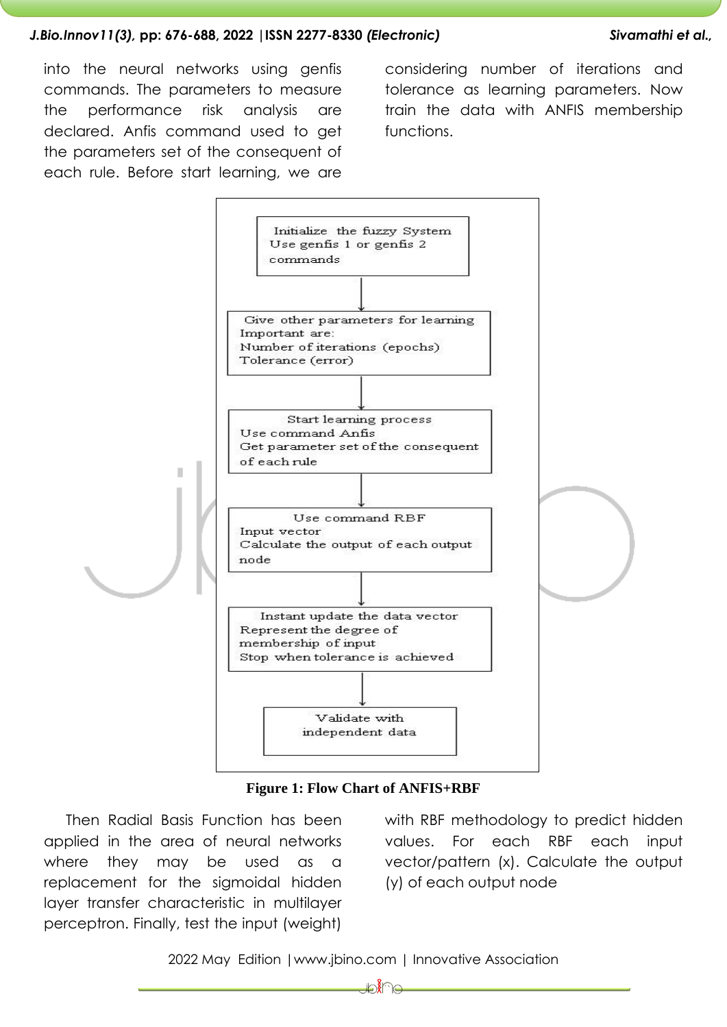into the neural networks using genfis commands. The parameters to measure the performance risk analysis are declared. Anfis command used to get the parameters set of the consequent of each rule. Before start learning, we are considering number of iterations and tolerance as learning parameters. Now train the data with ANFIS membership functions.

Initialize the fuzzy System
Use genfis 1 or genfis 2 commands

↓

Give other parameters for learning
Important are:
Number of iterations (epochs)
Tolerance (error)

↓

Start learning process
Use command Anfis
Get parameter set of the consequent of each rule

↓

Use command RBF
Input vector
Calculate the output of each output node

↓

Instant update the data vector
Represent the degree of membership of input
Stop when tolerance is achieved

↓

Validate with independent data

**Figure 1: Flow Chart of ANFIS+RBF**

Then Radial Basis Function has been applied in the area of neural networks where they may be used as a replacement for the sigmoidal hidden layer transfer characteristic in multilayer perceptron. Finally, test the input (weight) with RBF methodology to predict hidden values. For each RBF each input vector/pattern (x). Calculate the output (y) of each output node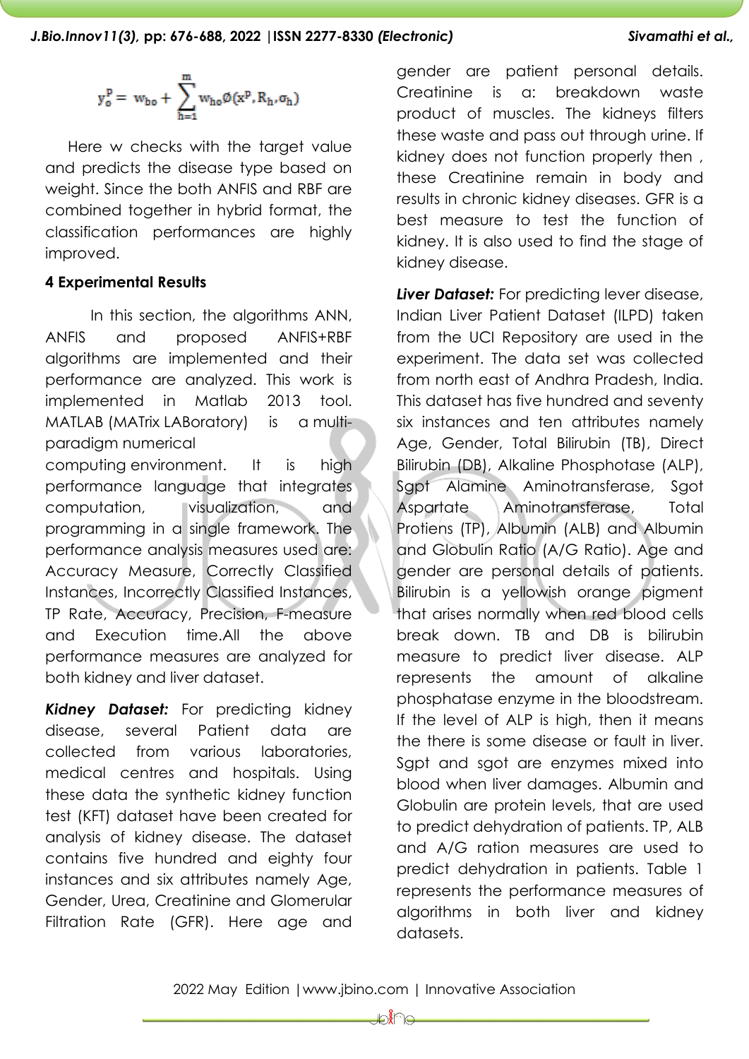$$y_o^p = w_{bo} + \sum_{h=1}^{m} w_{ho} \emptyset(x^p, R_h, \sigma_h)$$

Here w checks with the target value and predicts the disease type based on weight. Since the both ANFIS and RBF are combined together in hybrid format, the classification performances are highly improved.

### 4 Experimental Results

In this section, the algorithms ANN, ANFIS and proposed ANFIS+RBF algorithms are implemented and their performance are analyzed. This work is implemented in Matlab 2013 tool. MATLAB (MATrix LABoratory) is a multi-paradigm numerical computing environment. It is high performance language that integrates computation, visualization, and programming in a single framework. The performance analysis measures used are: Accuracy Measure, Correctly Classified Instances, Incorrectly Classified Instances, TP Rate, Accuracy, Precision, F-measure and Execution time.All the above performance measures are analyzed for both kidney and liver dataset.

***Kidney Dataset:*** For predicting kidney disease, several Patient data are collected from various laboratories, medical centres and hospitals. Using these data the synthetic kidney function test (KFT) dataset have been created for analysis of kidney disease. The dataset contains five hundred and eighty four instances and six attributes namely Age, Gender, Urea, Creatinine and Glomerular Filtration Rate (GFR). Here age and gender are patient personal details. Creatinine is a: breakdown waste product of muscles. The kidneys filters these waste and pass out through urine. If kidney does not function properly then , these Creatinine remain in body and results in chronic kidney diseases. GFR is a best measure to test the function of kidney. It is also used to find the stage of kidney disease.

***Liver Dataset:*** For predicting lever disease, Indian Liver Patient Dataset (ILPD) taken from the UCI Repository are used in the experiment. The data set was collected from north east of Andhra Pradesh, India. This dataset has five hundred and seventy six instances and ten attributes namely Age, Gender, Total Bilirubin (TB), Direct Bilirubin (DB), Alkaline Phosphotase (ALP), Sgpt Alamine Aminotransferase, Sgot Aspartate Aminotransferase, Total Protiens (TP), Albumin (ALB) and Albumin and Globulin Ratio (A/G Ratio). Age and gender are personal details of patients. Bilirubin is a yellowish orange pigment that arises normally when red blood cells break down. TB and DB is bilirubin measure to predict liver disease. ALP represents the amount of alkaline phosphatase enzyme in the bloodstream. If the level of ALP is high, then it means the there is some disease or fault in liver. Sgpt and sgot are enzymes mixed into blood when liver damages. Albumin and Globulin are protein levels, that are used to predict dehydration of patients. TP, ALB and A/G ration measures are used to predict dehydration in patients. Table 1 represents the performance measures of algorithms in both liver and kidney datasets.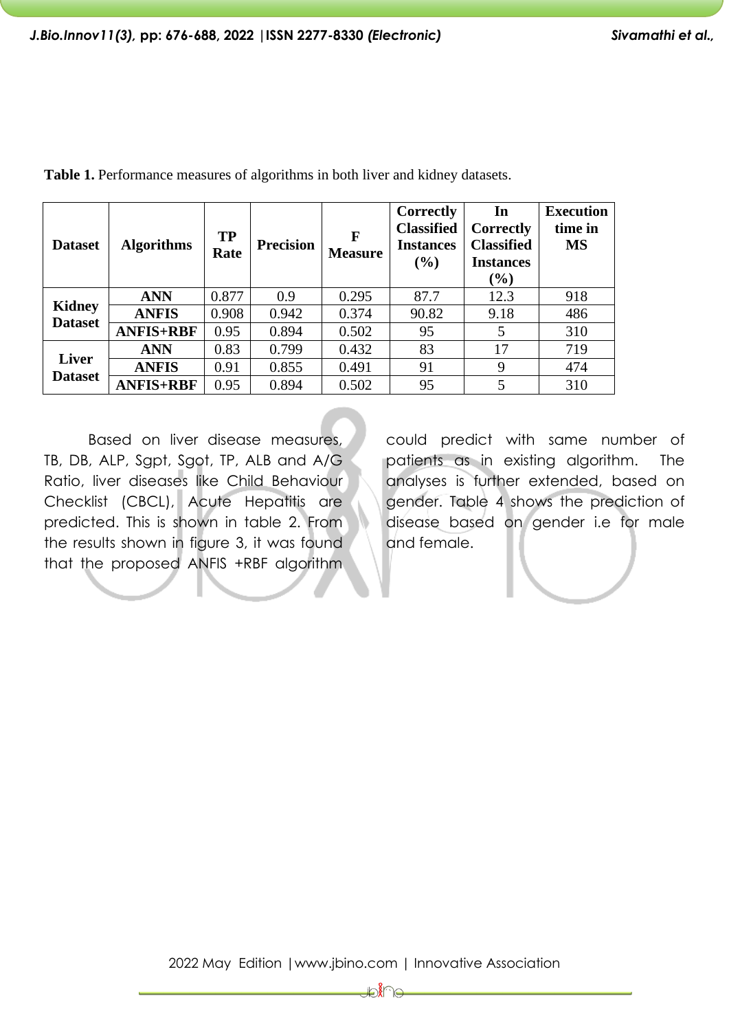**Table 1.** Performance measures of algorithms in both liver and kidney datasets.

| Dataset | Algorithms | TP Rate | Precision | F Measure | Correctly Classified Instances (%) | In Correctly Classified Instances (%) | Execution time in MS |
|---|---|---|---|---|---|---|---|
| Kidney Dataset | ANN | 0.877 | 0.9 | 0.295 | 87.7 | 12.3 | 918 |
| | ANFIS | 0.908 | 0.942 | 0.374 | 90.82 | 9.18 | 486 |
| | ANFIS+RBF | 0.95 | 0.894 | 0.502 | 95 | 5 | 310 |
| Liver Dataset | ANN | 0.83 | 0.799 | 0.432 | 83 | 17 | 719 |
| | ANFIS | 0.91 | 0.855 | 0.491 | 91 | 9 | 474 |
| | ANFIS+RBF | 0.95 | 0.894 | 0.502 | 95 | 5 | 310 |

Based on liver disease measures, TB, DB, ALP, Sgpt, Sgot, TP, ALB and A/G Ratio, liver diseases like Child Behaviour Checklist (CBCL), Acute Hepatitis are predicted. This is shown in table 2. From the results shown in figure 3, it was found that the proposed ANFIS +RBF algorithm could predict with same number of patients as in existing algorithm. The analyses is further extended, based on gender. Table 4 shows the prediction of disease based on gender i.e for male and female.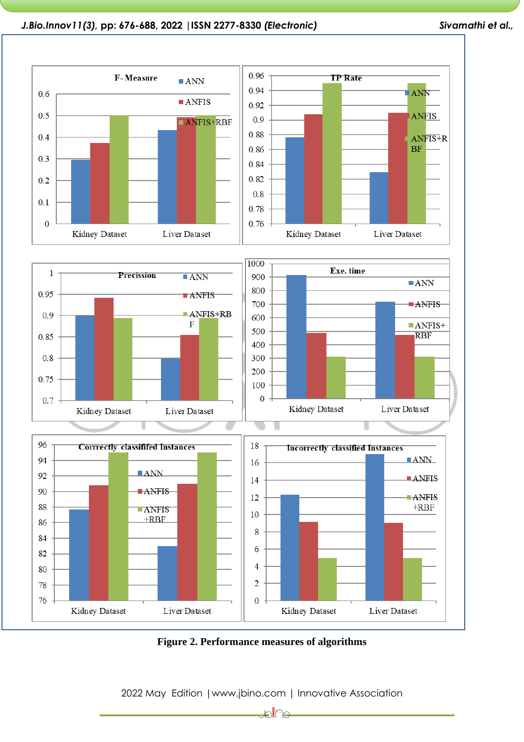Figure 2. Performance measures of algorithms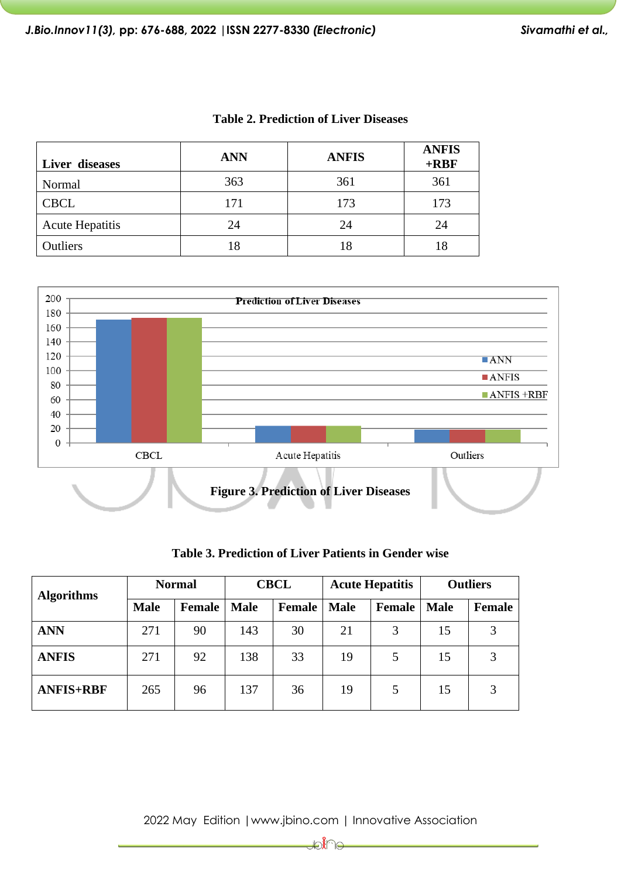**Table 2. Prediction of Liver Diseases**

| Liver diseases | ANN | ANFIS | ANFIS +RBF |
|---|---|---|---|
| Normal | 363 | 361 | 361 |
| CBCL | 171 | 173 | 173 |
| Acute Hepatitis | 24 | 24 | 24 |
| Outliers | 18 | 18 | 18 |

**Figure 3. Prediction of Liver Diseases**

**Table 3. Prediction of Liver Patients in Gender wise**

| Algorithms | Normal | | CBCL | | Acute Hepatitis | | Outliers | |
|---|---|---|---|---|---|---|---|---|
| | Male | Female | Male | Female | Male | Female | Male | Female |
| **ANN** | 271 | 90 | 143 | 30 | 21 | 3 | 15 | 3 |
| **ANFIS** | 271 | 92 | 138 | 33 | 19 | 5 | 15 | 3 |
| **ANFIS+RBF** | 265 | 96 | 137 | 36 | 19 | 5 | 15 | 3 |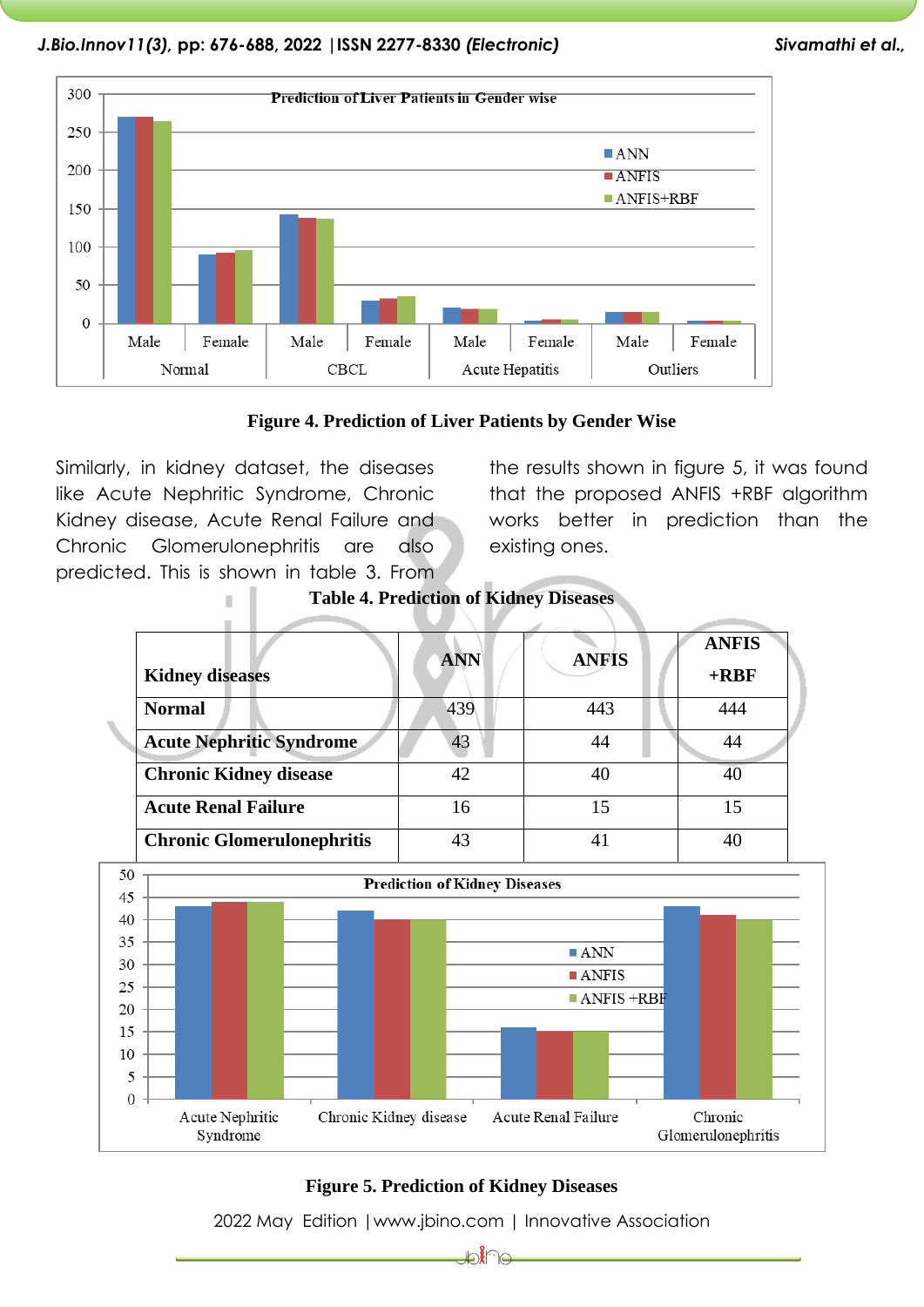**Figure 4. Prediction of Liver Patients by Gender Wise**

Similarly, in kidney dataset, the diseases like Acute Nephritic Syndrome, Chronic Kidney disease, Acute Renal Failure and Chronic Glomerulonephritis are also predicted. This is shown in table 3. From the results shown in figure 5, it was found that the proposed ANFIS +RBF algorithm works better in prediction than the existing ones.

**Table 4. Prediction of Kidney Diseases**

| Kidney diseases | ANN | ANFIS | ANFIS +RBF |
|---|---|---|---|
| **Normal** | 439 | 443 | 444 |
| **Acute Nephritic Syndrome** | 43 | 44 | 44 |
| **Chronic Kidney disease** | 42 | 40 | 40 |
| **Acute Renal Failure** | 16 | 15 | 15 |
| **Chronic Glomerulonephritis** | 43 | 41 | 40 |

**Figure 5. Prediction of Kidney Diseases**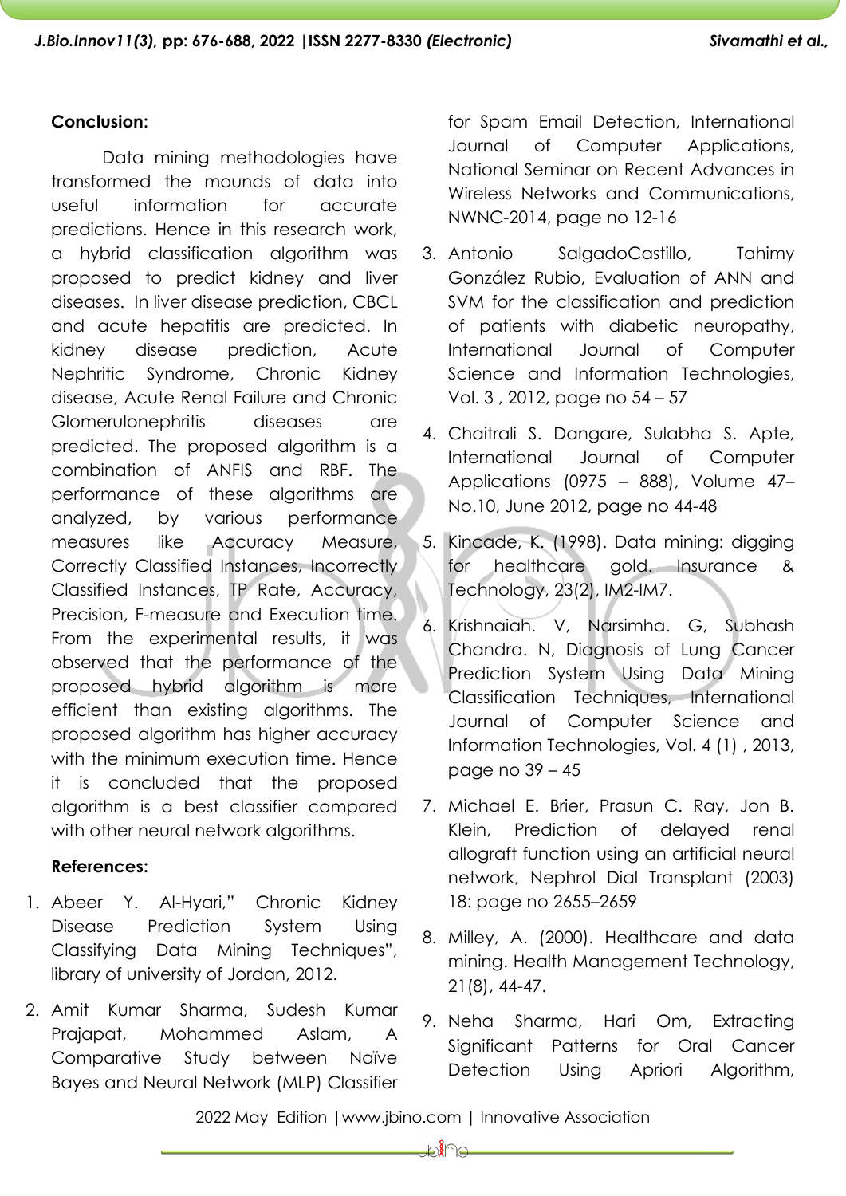**Conclusion:**

Data mining methodologies have transformed the mounds of data into useful information for accurate predictions. Hence in this research work, a hybrid classification algorithm was proposed to predict kidney and liver diseases. In liver disease prediction, CBCL and acute hepatitis are predicted. In kidney disease prediction, Acute Nephritic Syndrome, Chronic Kidney disease, Acute Renal Failure and Chronic Glomerulonephritis diseases are predicted. The proposed algorithm is a combination of ANFIS and RBF. The performance of these algorithms are analyzed, by various performance measures like Accuracy Measure, Correctly Classified Instances, Incorrectly Classified Instances, TP Rate, Accuracy, Precision, F-measure and Execution time. From the experimental results, it was observed that the performance of the proposed hybrid algorithm is more efficient than existing algorithms. The proposed algorithm has higher accuracy with the minimum execution time. Hence it is concluded that the proposed algorithm is a best classifier compared with other neural network algorithms.

**References:**

1. Abeer Y. Al-Hyari," Chronic Kidney Disease Prediction System Using Classifying Data Mining Techniques", library of university of Jordan, 2012.
2. Amit Kumar Sharma, Sudesh Kumar Prajapat, Mohammed Aslam, A Comparative Study between Naïve Bayes and Neural Network (MLP) Classifier for Spam Email Detection, International Journal of Computer Applications, National Seminar on Recent Advances in Wireless Networks and Communications, NWNC-2014, page no 12-16
3. Antonio SalgadoCastillo, Tahimy González Rubio, Evaluation of ANN and SVM for the classification and prediction of patients with diabetic neuropathy, International Journal of Computer Science and Information Technologies, Vol. 3 , 2012, page no 54 – 57
4. Chaitrali S. Dangare, Sulabha S. Apte, International Journal of Computer Applications (0975 – 888), Volume 47– No.10, June 2012, page no 44-48
5. Kincade, K. (1998). Data mining: digging for healthcare gold. Insurance & Technology, 23(2), IM2-IM7.
6. Krishnaiah. V, Narsimha. G, Subhash Chandra. N, Diagnosis of Lung Cancer Prediction System Using Data Mining Classification Techniques, International Journal of Computer Science and Information Technologies, Vol. 4 (1) , 2013, page no 39 – 45
7. Michael E. Brier, Prasun C. Ray, Jon B. Klein, Prediction of delayed renal allograft function using an artificial neural network, Nephrol Dial Transplant (2003) 18: page no 2655–2659
8. Milley, A. (2000). Healthcare and data mining. Health Management Technology, 21(8), 44-47.
9. Neha Sharma, Hari Om, Extracting Significant Patterns for Oral Cancer Detection Using Apriori Algorithm,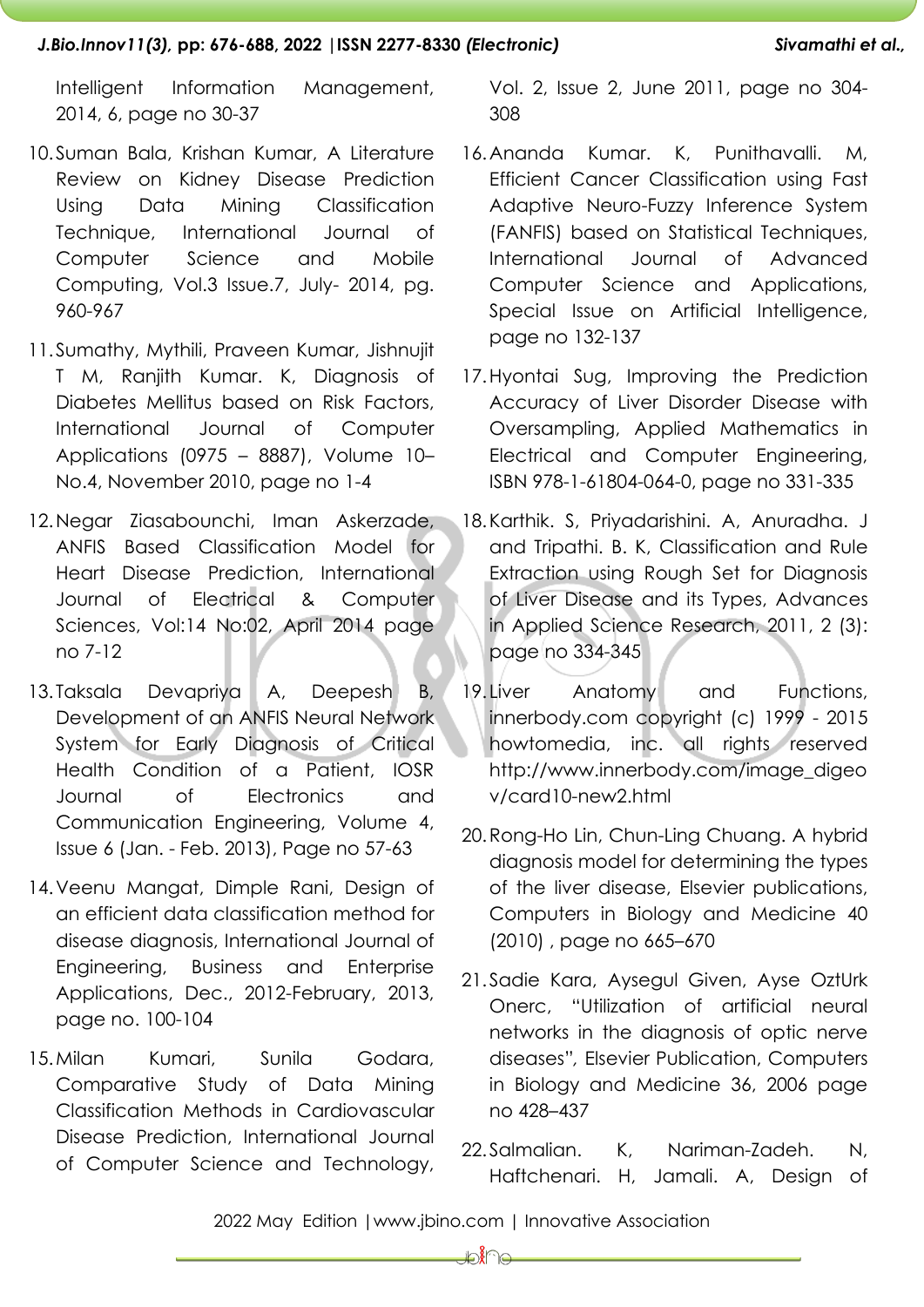Intelligent Information Management, 2014, 6, page no 30-37

10. Suman Bala, Krishan Kumar, A Literature Review on Kidney Disease Prediction Using Data Mining Classification Technique, International Journal of Computer Science and Mobile Computing, Vol.3 Issue.7, July- 2014, pg. 960-967

11. Sumathy, Mythili, Praveen Kumar, Jishnujit T M, Ranjith Kumar. K, Diagnosis of Diabetes Mellitus based on Risk Factors, International Journal of Computer Applications (0975 – 8887), Volume 10– No.4, November 2010, page no 1-4

12. Negar Ziasabounchi, Iman Askerzade, ANFIS Based Classification Model for Heart Disease Prediction, International Journal of Electrical & Computer Sciences, Vol:14 No:02, April 2014 page no 7-12

13. Taksala Devapriya A, Deepesh B, Development of an ANFIS Neural Network System for Early Diagnosis of Critical Health Condition of a Patient, IOSR Journal of Electronics and Communication Engineering, Volume 4, Issue 6 (Jan. - Feb. 2013), Page no 57-63

14. Veenu Mangat, Dimple Rani, Design of an efficient data classification method for disease diagnosis, International Journal of Engineering, Business and Enterprise Applications, Dec., 2012-February, 2013, page no. 100-104

15. Milan Kumari, Sunila Godara, Comparative Study of Data Mining Classification Methods in Cardiovascular Disease Prediction, International Journal of Computer Science and Technology, Vol. 2, Issue 2, June 2011, page no 304-308

16. Ananda Kumar. K, Punithavalli. M, Efficient Cancer Classification using Fast Adaptive Neuro-Fuzzy Inference System (FANFIS) based on Statistical Techniques, International Journal of Advanced Computer Science and Applications, Special Issue on Artificial Intelligence, page no 132-137

17. Hyontai Sug, Improving the Prediction Accuracy of Liver Disorder Disease with Oversampling, Applied Mathematics in Electrical and Computer Engineering, ISBN 978-1-61804-064-0, page no 331-335

18. Karthik. S, Priyadarishini. A, Anuradha. J and Tripathi. B. K, Classification and Rule Extraction using Rough Set for Diagnosis of Liver Disease and its Types, Advances in Applied Science Research, 2011, 2 (3): page no 334-345

19. Liver Anatomy and Functions, innerbody.com copyright (c) 1999 - 2015 howtomedia, inc. all rights reserved http://www.innerbody.com/image_digeov/card10-new2.html

20. Rong-Ho Lin, Chun-Ling Chuang. A hybrid diagnosis model for determining the types of the liver disease, Elsevier publications, Computers in Biology and Medicine 40 (2010) , page no 665–670

21. Sadie Kara, Aysegul Given, Ayse OztUrk Onerc, "Utilization of artificial neural networks in the diagnosis of optic nerve diseases", Elsevier Publication, Computers in Biology and Medicine 36, 2006 page no 428–437

22. Salmalian. K, Nariman-Zadeh. N, Haftchenari. H, Jamali. A, Design of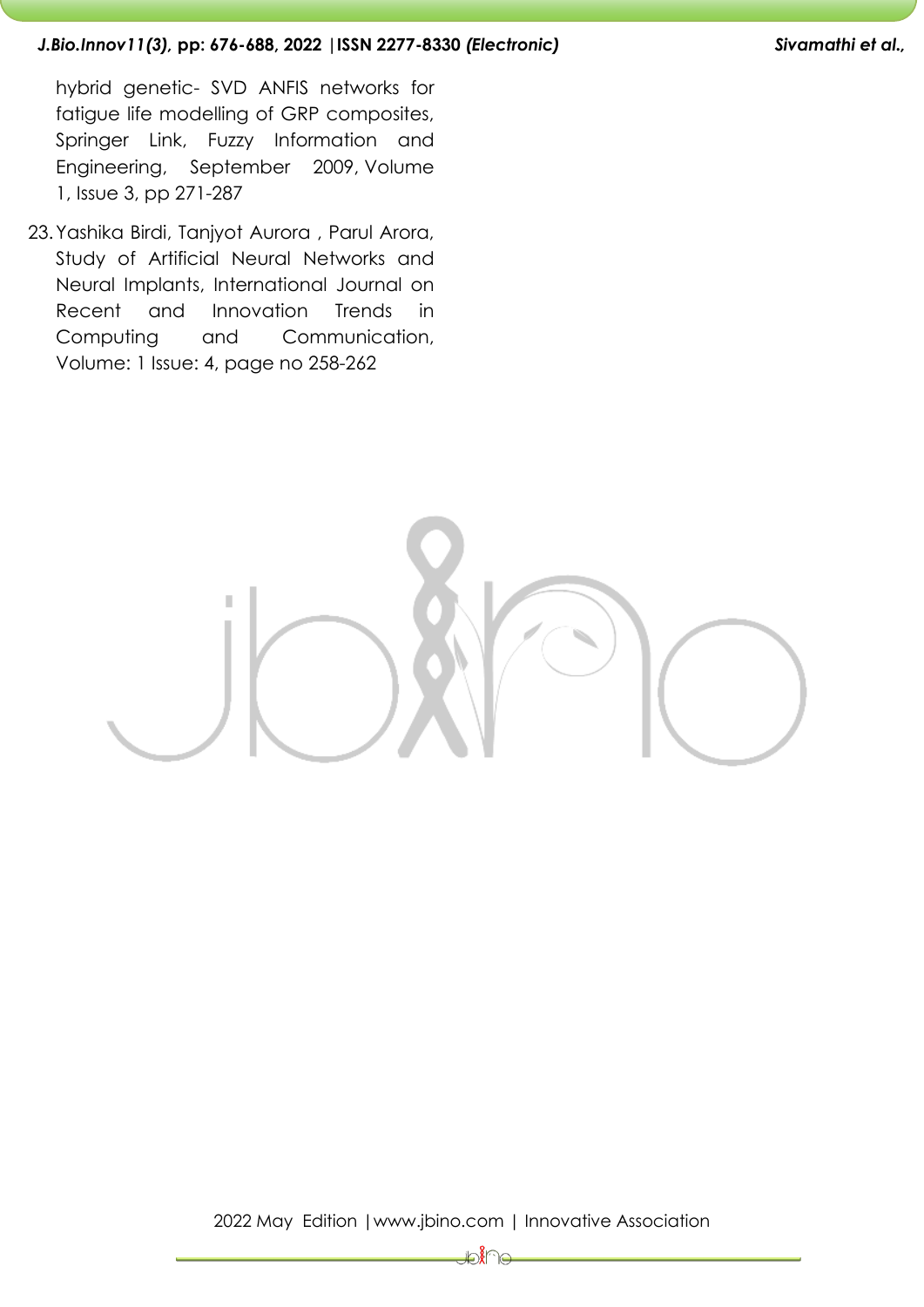hybrid genetic- SVD ANFIS networks for fatigue life modelling of GRP composites, Springer Link, Fuzzy Information and Engineering, September 2009, Volume 1, Issue 3, pp 271-287

23. Yashika Birdi, Tanjyot Aurora , Parul Arora, Study of Artificial Neural Networks and Neural Implants, International Journal on Recent and Innovation Trends in Computing and Communication, Volume: 1 Issue: 4, page no 258-262